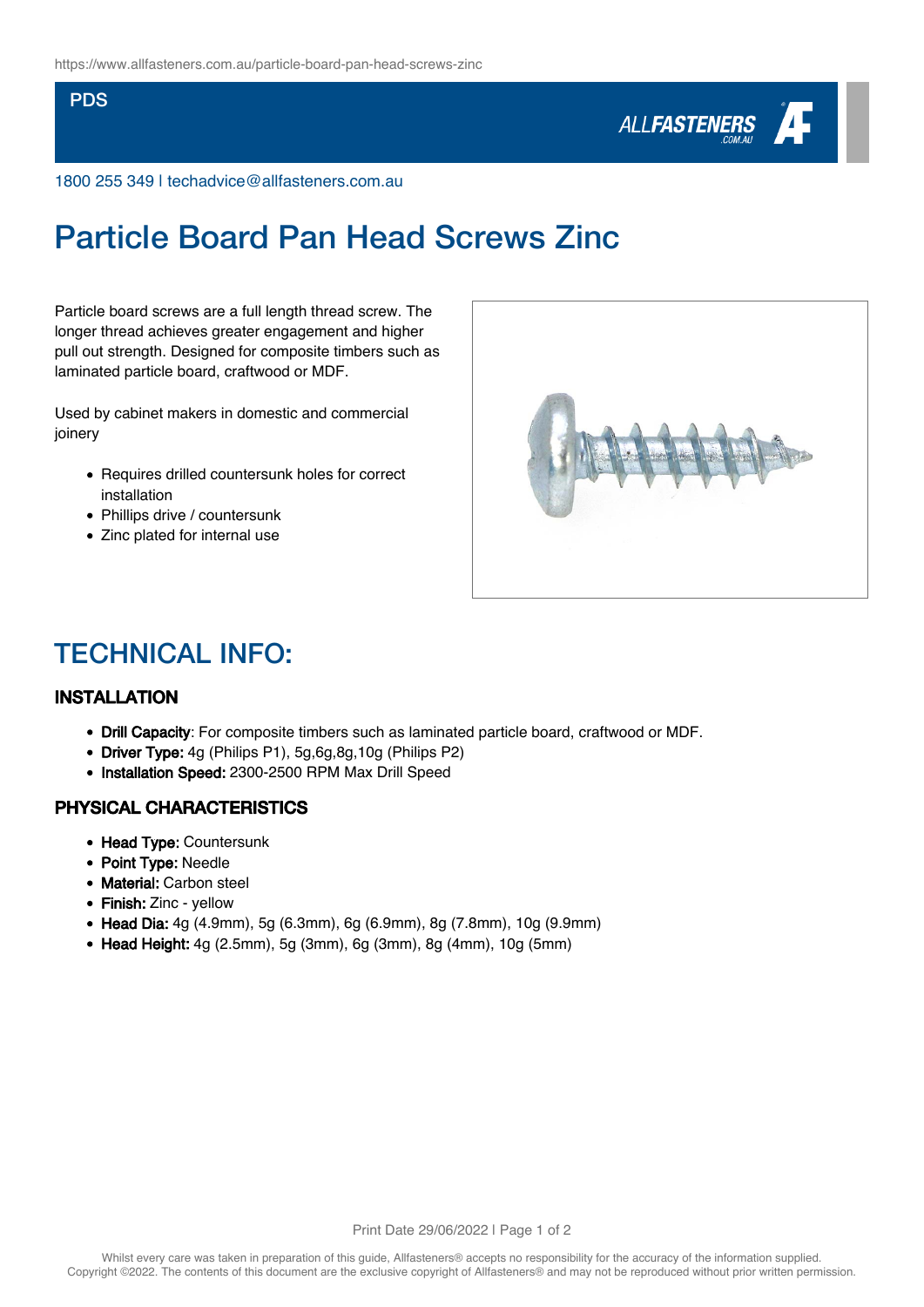PDS

1800 255 349 | techadvice@allfasteners.com.au

# Particle Board Pan Head Screws Zinc

Particle board screws are a full length thread screw. The longer thread achieves greater engagement and higher pull out strength. Designed for composite timbers such as laminated particle board, craftwood or MDF.

Used by cabinet makers in domestic and commercial joinery

- Requires drilled countersunk holes for correct installation
- Phillips drive / countersunk
- Zinc plated for internal use

## TECHNICAL INFO:

### INSTALLATION

- **Drill Capacity**: For composite timbers such as laminated particle board, craftwood or MDF.
- **Driver Type:** 4g (Philips P1), 5g,6g,8g,10g (Philips P2)
- **Installation Speed:** 2300-2500 RPM Max Drill Speed

### PHYSICAL CHARACTERISTICS

- **Head Type:** Countersunk
- **Point Type:** Needle
- **Material:** Carbon steel
- **Finish:** Zinc - yellow
- **Head Dia:** 4g (4.9mm), 5g (6.3mm), 6g (6.9mm), 8g (7.8mm), 10g (9.9mm)
- **Head Height:** 4g (2.5mm), 5g (3mm), 6g (3mm), 8g (4mm), 10g (5mm)

Print Date 29/06/2022

Whilst every care was taken in preparation of this guide, Allfasteners® accepts no responsibility for the accuracy of the information supplied. Copyright ©2022. The contents of this document are the exclusive copyright of Allfasteners® and may not be reproduced without prior written permission.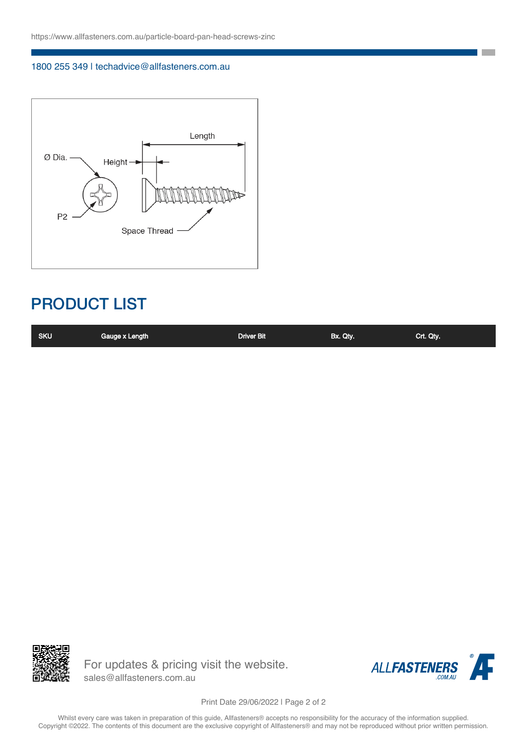1800 255 349 | techadvice@allfasteners.com.au

Length

Ø Dia.

Height

P2

Space Thread

## PRODUCT LIST

| SKU | Gauge x Length | Driver Bit | Bx. Qty. | Crt. Qty. |
|---|---|---|---|---|

For updates & pricing visit the website.
sales@allfasteners.com.au

Whilst every care was taken in preparation of this guide, Allfasteners® accepts no responsibility for the accuracy of the information supplied.
Copyright ©2022. The contents of this document are the exclusive copyright of Allfasteners® and may not be reproduced without prior written permission.